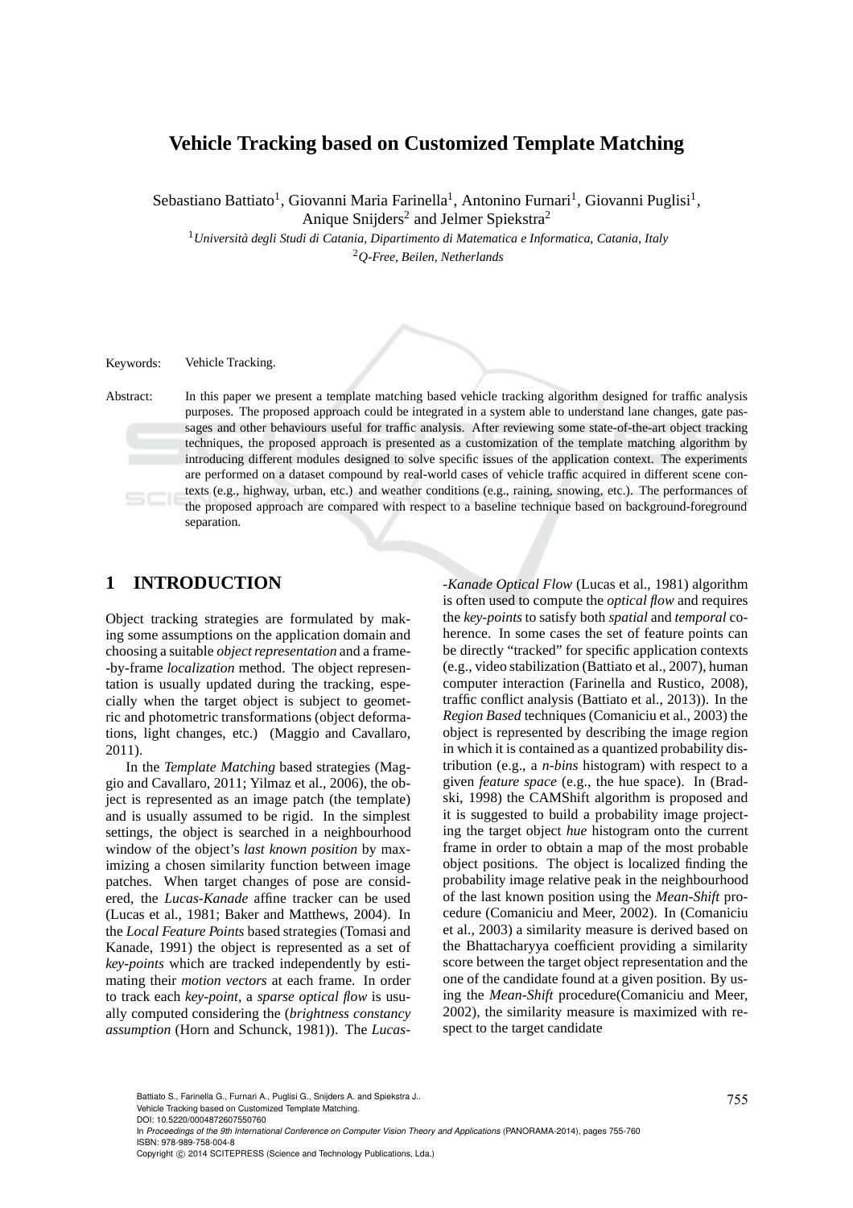# Vehicle Tracking based on Customized Template Matching

Sebastiano Battiato[1], Giovanni Maria Farinella[1], Antonino Furnari[1], Giovanni Puglisi[1], Anique Snijders[2] and Jelmer Spiekstra[2]

[1]*Università degli Studi di Catania, Dipartimento di Matematica e Informatica, Catania, Italy*

[2]*Q-Free, Beilen, Netherlands*

Keywords: Vehicle Tracking.

Abstract: In this paper we present a template matching based vehicle tracking algorithm designed for traffic analysis purposes. The proposed approach could be integrated in a system able to understand lane changes, gate passages and other behaviours useful for traffic analysis. After reviewing some state-of-the-art object tracking techniques, the proposed approach is presented as a customization of the template matching algorithm by introducing different modules designed to solve specific issues of the application context. The experiments are performed on a dataset compound by real-world cases of vehicle traffic acquired in different scene contexts (e.g., highway, urban, etc.) and weather conditions (e.g., raining, snowing, etc.). The performances of the proposed approach are compared with respect to a baseline technique based on background-foreground separation.

## 1 INTRODUCTION

Object tracking strategies are formulated by making some assumptions on the application domain and choosing a suitable *object representation* and a frame-by-frame *localization* method. The object representation is usually updated during the tracking, especially when the target object is subject to geometric and photometric transformations (object deformations, light changes, etc.) (Maggio and Cavallaro, 2011).

In the *Template Matching* based strategies (Maggio and Cavallaro, 2011; Yilmaz et al., 2006), the object is represented as an image patch (the template) and is usually assumed to be rigid. In the simplest settings, the object is searched in a neighbourhood window of the object's *last known position* by maximizing a chosen similarity function between image patches. When target changes of pose are considered, the *Lucas-Kanade* affine tracker can be used (Lucas et al., 1981; Baker and Matthews, 2004). In the *Local Feature Points* based strategies (Tomasi and Kanade, 1991) the object is represented as a set of *key-points* which are tracked independently by estimating their *motion vectors* at each frame. In order to track each *key-point*, a *sparse optical flow* is usually computed considering the (*brightness constancy assumption* (Horn and Schunck, 1981)). The *Lucas-Kanade Optical Flow* (Lucas et al., 1981) algorithm is often used to compute the *optical flow* and requires the *key-points* to satisfy both *spatial* and *temporal* coherence. In some cases the set of feature points can be directly "tracked" for specific application contexts (e.g., video stabilization (Battiato et al., 2007), human computer interaction (Farinella and Rustico, 2008), traffic conflict analysis (Battiato et al., 2013)). In the *Region Based* techniques (Comaniciu et al., 2003) the object is represented by describing the image region in which it is contained as a quantized probability distribution (e.g., a *n-bins* histogram) with respect to a given *feature space* (e.g., the hue space). In (Bradski, 1998) the CAMShift algorithm is proposed and it is suggested to build a probability image projecting the target object *hue* histogram onto the current frame in order to obtain a map of the most probable object positions. The object is localized finding the probability image relative peak in the neighbourhood of the last known position using the *Mean-Shift* procedure (Comaniciu and Meer, 2002). In (Comaniciu et al., 2003) a similarity measure is derived based on the Bhattacharyya coefficient providing a similarity score between the target object representation and the one of the candidate found at a given position. By using the *Mean-Shift* procedure(Comaniciu and Meer, 2002), the similarity measure is maximized with respect to the target candidate

Battiato S., Farinella G., Furnari A., Puglisi G., Snijders A. and Spiekstra J..
Vehicle Tracking based on Customized Template Matching.
DOI: 10.5220/0004872607550760
In *Proceedings of the 9th International Conference on Computer Vision Theory and Applications* (PANORAMA-2014), pages 755-760
ISBN: 978-989-758-004-8
Copyright © 2014 SCITEPRESS (Science and Technology Publications, Lda.)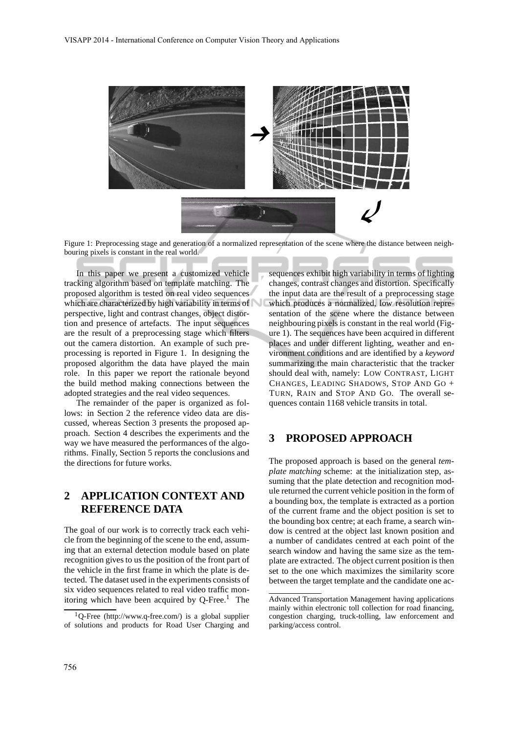Figure 1: Preprocessing stage and generation of a normalized representation of the scene where the distance between neighbouring pixels is constant in the real world.

In this paper we present a customized vehicle tracking algorithm based on template matching. The proposed algorithm is tested on real video sequences which are characterized by high variability in terms of perspective, light and contrast changes, object distortion and presence of artefacts. The input sequences are the result of a preprocessing stage which filters out the camera distortion. An example of such preprocessing is reported in Figure 1. In designing the proposed algorithm the data have played the main role. In this paper we report the rationale beyond the build method making connections between the adopted strategies and the real video sequences.

The remainder of the paper is organized as follows: in Section 2 the reference video data are discussed, whereas Section 3 presents the proposed approach. Section 4 describes the experiments and the way we have measured the performances of the algorithms. Finally, Section 5 reports the conclusions and the directions for future works.

## 2 APPLICATION CONTEXT AND REFERENCE DATA

The goal of our work is to correctly track each vehicle from the beginning of the scene to the end, assuming that an external detection module based on plate recognition gives to us the position of the front part of the vehicle in the first frame in which the plate is detected. The dataset used in the experiments consists of six video sequences related to real video traffic monitoring which have been acquired by Q-Free.[1] The sequences exhibit high variability in terms of lighting changes, contrast changes and distortion. Specifically the input data are the result of a preprocessing stage which produces a normalized, low resolution representation of the scene where the distance between neighbouring pixels is constant in the real world (Figure 1). The sequences have been acquired in different places and under different lighting, weather and environment conditions and are identified by a *keyword* summarizing the main characteristic that the tracker should deal with, namely: LOW CONTRAST, LIGHT CHANGES, LEADING SHADOWS, STOP AND GO + TURN, RAIN and STOP AND GO. The overall sequences contain 1168 vehicle transits in total.

## 3 PROPOSED APPROACH

The proposed approach is based on the general *template matching* scheme: at the initialization step, assuming that the plate detection and recognition module returned the current vehicle position in the form of a bounding box, the template is extracted as a portion of the current frame and the object position is set to the bounding box centre; at each frame, a search window is centred at the object last known position and a number of candidates centred at each point of the search window and having the same size as the template are extracted. The object current position is then set to the one which maximizes the similarity score between the target template and the candidate one ac-

[1] Q-Free (http://www.q-free.com/) is a global supplier of solutions and products for Road User Charging and Advanced Transportation Management having applications mainly within electronic toll collection for road financing, congestion charging, truck-tolling, law enforcement and parking/access control.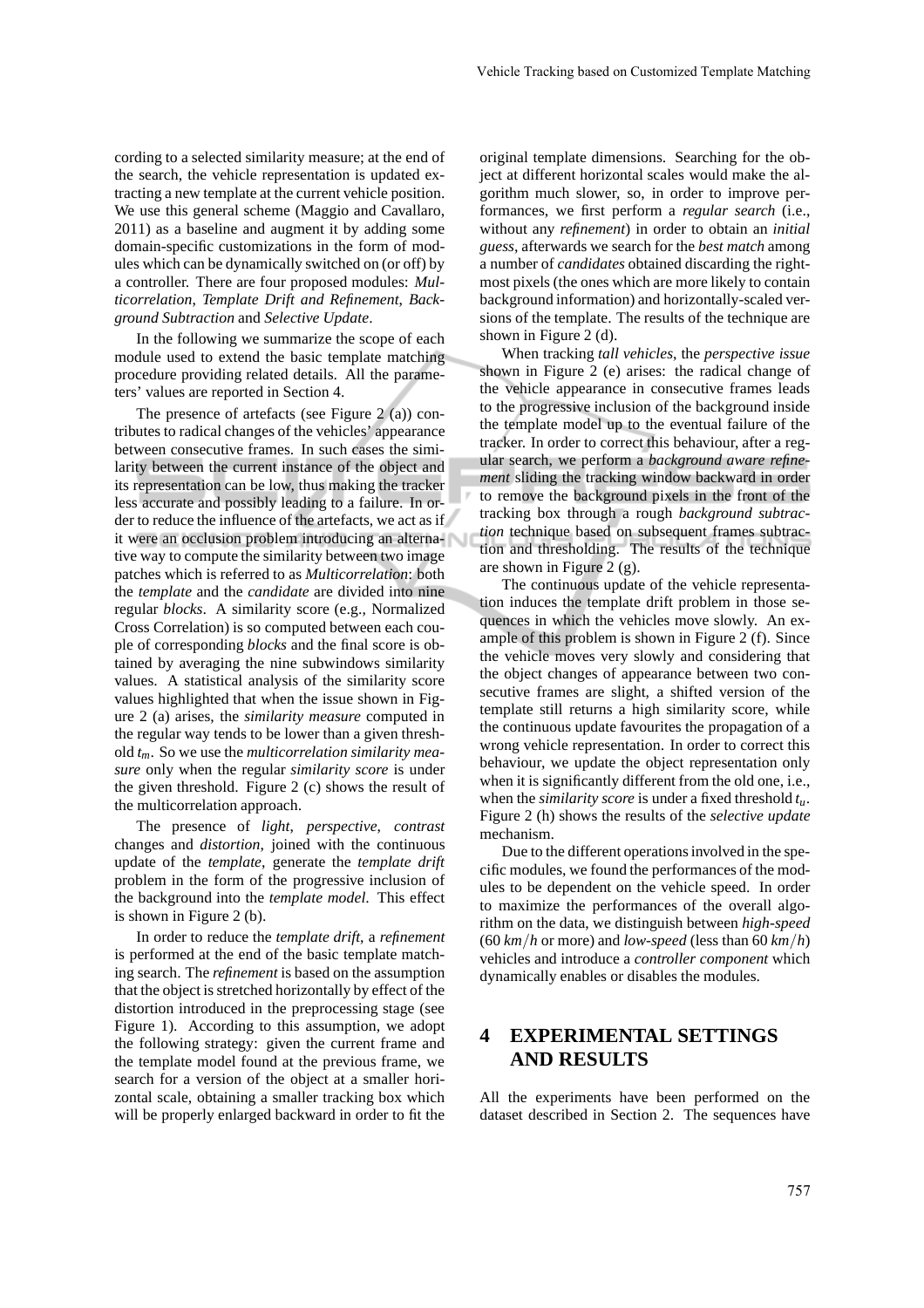cording to a selected similarity measure; at the end of the search, the vehicle representation is updated extracting a new template at the current vehicle position. We use this general scheme (Maggio and Cavallaro, 2011) as a baseline and augment it by adding some domain-specific customizations in the form of modules which can be dynamically switched on (or off) by a controller. There are four proposed modules: *Multicorrelation*, *Template Drift and Refinement*, *Background Subtraction* and *Selective Update*.

In the following we summarize the scope of each module used to extend the basic template matching procedure providing related details. All the parameters' values are reported in Section 4.

The presence of artefacts (see Figure 2 (a)) contributes to radical changes of the vehicles' appearance between consecutive frames. In such cases the similarity between the current instance of the object and its representation can be low, thus making the tracker less accurate and possibly leading to a failure. In order to reduce the influence of the artefacts, we act as if it were an occlusion problem introducing an alternative way to compute the similarity between two image patches which is referred to as *Multicorrelation*: both the *template* and the *candidate* are divided into nine regular *blocks*. A similarity score (e.g., Normalized Cross Correlation) is so computed between each couple of corresponding *blocks* and the final score is obtained by averaging the nine subwindows similarity values. A statistical analysis of the similarity score values highlighted that when the issue shown in Figure 2 (a) arises, the *similarity measure* computed in the regular way tends to be lower than a given threshold $t_m$. So we use the *multicorrelation similarity measure* only when the regular *similarity score* is under the given threshold. Figure 2 (c) shows the result of the multicorrelation approach.

The presence of *light*, *perspective*, *contrast* changes and *distortion*, joined with the continuous update of the *template*, generate the *template drift* problem in the form of the progressive inclusion of the background into the *template model*. This effect is shown in Figure 2 (b).

In order to reduce the *template drift*, a *refinement* is performed at the end of the basic template matching search. The *refinement* is based on the assumption that the object is stretched horizontally by effect of the distortion introduced in the preprocessing stage (see Figure 1). According to this assumption, we adopt the following strategy: given the current frame and the template model found at the previous frame, we search for a version of the object at a smaller horizontal scale, obtaining a smaller tracking box which will be properly enlarged backward in order to fit the original template dimensions. Searching for the object at different horizontal scales would make the algorithm much slower, so, in order to improve performances, we first perform a *regular search* (i.e., without any *refinement*) in order to obtain an *initial guess*, afterwards we search for the *best match* among a number of *candidates* obtained discarding the rightmost pixels (the ones which are more likely to contain background information) and horizontally-scaled versions of the template. The results of the technique are shown in Figure 2 (d).

When tracking *tall vehicles*, the *perspective issue* shown in Figure 2 (e) arises: the radical change of the vehicle appearance in consecutive frames leads to the progressive inclusion of the background inside the template model up to the eventual failure of the tracker. In order to correct this behaviour, after a regular search, we perform a *background aware refinement* sliding the tracking window backward in order to remove the background pixels in the front of the tracking box through a rough *background subtraction* technique based on subsequent frames subtraction and thresholding. The results of the technique are shown in Figure 2 (g).

The continuous update of the vehicle representation induces the template drift problem in those sequences in which the vehicles move slowly. An example of this problem is shown in Figure 2 (f). Since the vehicle moves very slowly and considering that the object changes of appearance between two consecutive frames are slight, a shifted version of the template still returns a high similarity score, while the continuous update favourites the propagation of a wrong vehicle representation. In order to correct this behaviour, we update the object representation only when it is significantly different from the old one, i.e., when the *similarity score* is under a fixed threshold $t_u$. Figure 2 (h) shows the results of the *selective update* mechanism.

Due to the different operations involved in the specific modules, we found the performances of the modules to be dependent on the vehicle speed. In order to maximize the performances of the overall algorithm on the data, we distinguish between *high-speed* (60 $km/h$ or more) and *low-speed* (less than 60 $km/h$) vehicles and introduce a *controller component* which dynamically enables or disables the modules.

# 4 EXPERIMENTAL SETTINGS AND RESULTS

All the experiments have been performed on the dataset described in Section 2. The sequences have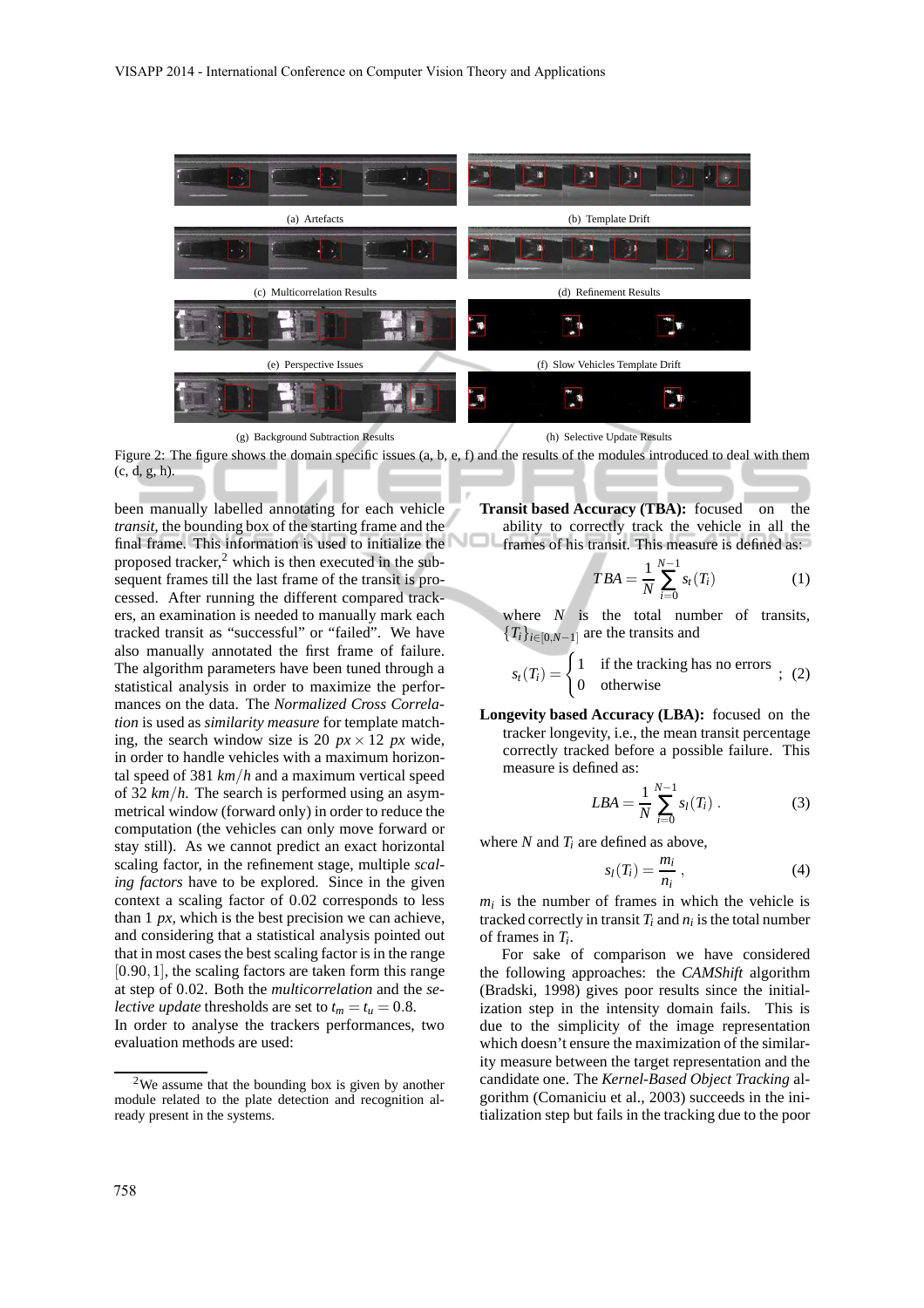(a) Artefacts

(b) Template Drift

(c) Multicorrelation Results

(d) Refinement Results

(e) Perspective Issues

(f) Slow Vehicles Template Drift

(g) Background Subtraction Results

(h) Selective Update Results

Figure 2: The figure shows the domain specific issues (a, b, e, f) and the results of the modules introduced to deal with them (c, d, g, h).

been manually labelled annotating for each vehicle *transit*, the bounding box of the starting frame and the final frame. This information is used to initialize the proposed tracker,[2] which is then executed in the subsequent frames till the last frame of the transit is processed. After running the different compared trackers, an examination is needed to manually mark each tracked transit as "successful" or "failed". We have also manually annotated the first frame of failure. The algorithm parameters have been tuned through a statistical analysis in order to maximize the performances on the data. The *Normalized Cross Correlation* is used as *similarity measure* for template matching, the search window size is 20 $px \times 12$ $px$ wide, in order to handle vehicles with a maximum horizontal speed of 381 $km/h$ and a maximum vertical speed of 32 $km/h$. The search is performed using an asymmetrical window (forward only) in order to reduce the computation (the vehicles can only move forward or stay still). As we cannot predict an exact horizontal scaling factor, in the refinement stage, multiple *scaling factors* have to be explored. Since in the given context a scaling factor of 0.02 corresponds to less than 1 $px$, which is the best precision we can achieve, and considering that a statistical analysis pointed out that in most cases the best scaling factor is in the range $[0.90, 1]$, the scaling factors are taken form this range at step of 0.02. Both the *multicorrelation* and the *selective update* thresholds are set to $t_m = t_u = 0.8$.
In order to analyse the trackers performances, two evaluation methods are used:

**Transit based Accuracy (TBA):** focused on the ability to correctly track the vehicle in all the frames of his transit. This measure is defined as:

$$TBA = \frac{1}{N} \sum_{i=0}^{N-1} s_t(T_i) \tag{1}$$

where $N$ is the total number of transits, $\{T_i\}_{i \in [0,N-1]}$ are the transits and

$$s_t(T_i) = \begin{cases} 1 & \text{if the tracking has no errors} \\ 0 & \text{otherwise} \end{cases} ; \tag{2}$$

**Longevity based Accuracy (LBA):** focused on the tracker longevity, i.e., the mean transit percentage correctly tracked before a possible failure. This measure is defined as:

$$LBA = \frac{1}{N} \sum_{i=0}^{N-1} s_l(T_i) \; . \tag{3}$$

where $N$ and $T_i$ are defined as above,

$$s_l(T_i) = \frac{m_i}{n_i} \; , \tag{4}$$

$m_i$ is the number of frames in which the vehicle is tracked correctly in transit $T_i$ and $n_i$ is the total number of frames in $T_i$.

For sake of comparison we have considered the following approaches: the *CAMShift* algorithm (Bradski, 1998) gives poor results since the initialization step in the intensity domain fails. This is due to the simplicity of the image representation which doesn't ensure the maximization of the similarity measure between the target representation and the candidate one. The *Kernel-Based Object Tracking* algorithm (Comaniciu et al., 2003) succeeds in the initialization step but fails in the tracking due to the poor

[2] We assume that the bounding box is given by another module related to the plate detection and recognition already present in the systems.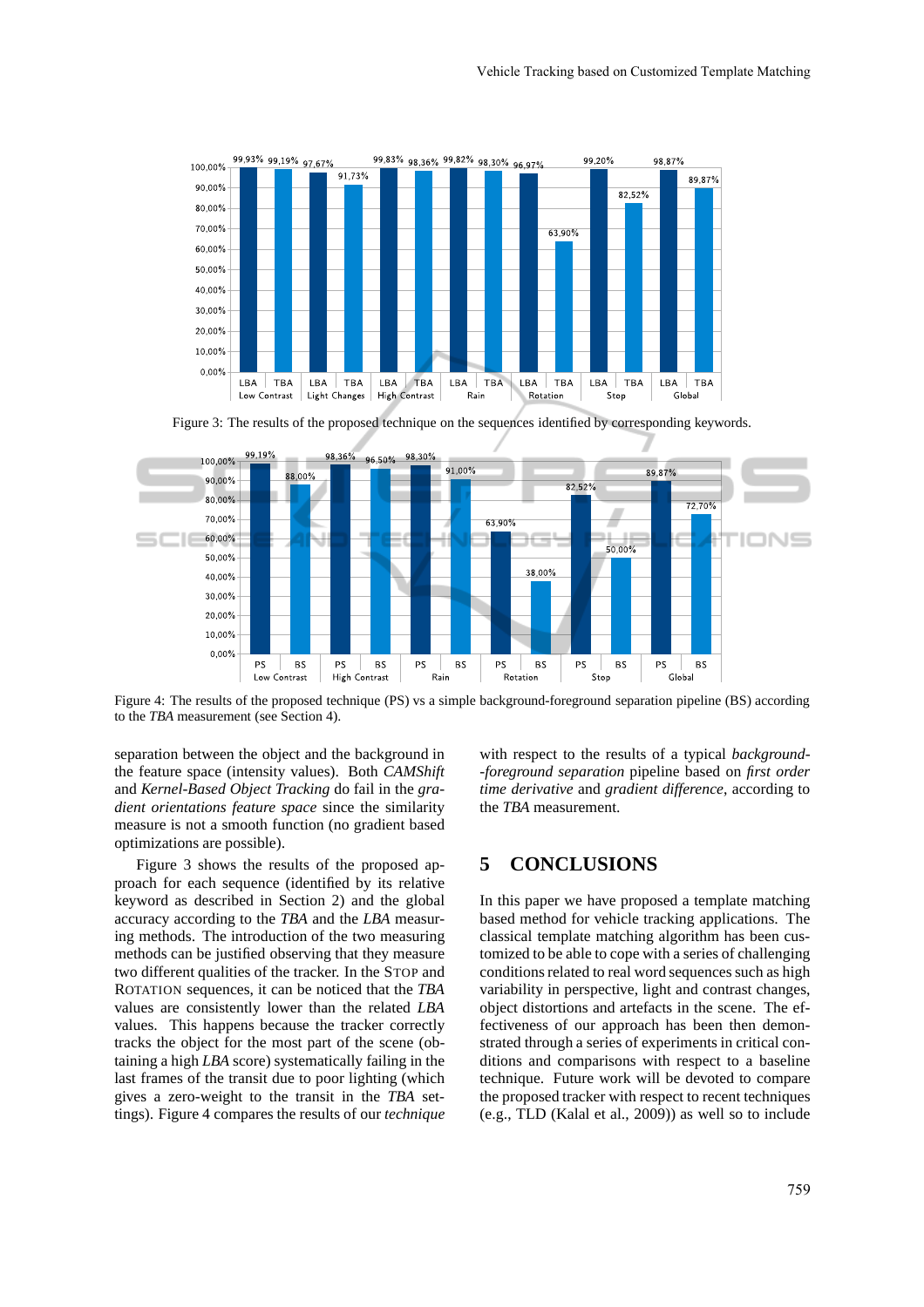Figure 3: The results of the proposed technique on the sequences identified by corresponding keywords.

Figure 4: The results of the proposed technique (PS) vs a simple background-foreground separation pipeline (BS) according to the *TBA* measurement (see Section 4).

separation between the object and the background in the feature space (intensity values). Both *CAMShift* and *Kernel-Based Object Tracking* do fail in the *gradient orientations feature space* since the similarity measure is not a smooth function (no gradient based optimizations are possible).

Figure 3 shows the results of the proposed approach for each sequence (identified by its relative keyword as described in Section 2) and the global accuracy according to the *TBA* and the *LBA* measuring methods. The introduction of the two measuring methods can be justified observing that they measure two different qualities of the tracker. In the STOP and ROTATION sequences, it can be noticed that the *TBA* values are consistently lower than the related *LBA* values. This happens because the tracker correctly tracks the object for the most part of the scene (obtaining a high *LBA* score) systematically failing in the last frames of the transit due to poor lighting (which gives a zero-weight to the transit in the *TBA* settings). Figure 4 compares the results of our *technique* with respect to the results of a typical *background-foreground separation* pipeline based on *first order time derivative* and *gradient difference*, according to the *TBA* measurement.

## 5 CONCLUSIONS

In this paper we have proposed a template matching based method for vehicle tracking applications. The classical template matching algorithm has been customized to be able to cope with a series of challenging conditions related to real word sequences such as high variability in perspective, light and contrast changes, object distortions and artefacts in the scene. The effectiveness of our approach has been then demonstrated through a series of experiments in critical conditions and comparisons with respect to a baseline technique. Future work will be devoted to compare the proposed tracker with respect to recent techniques (e.g., TLD (Kalal et al., 2009)) as well so to include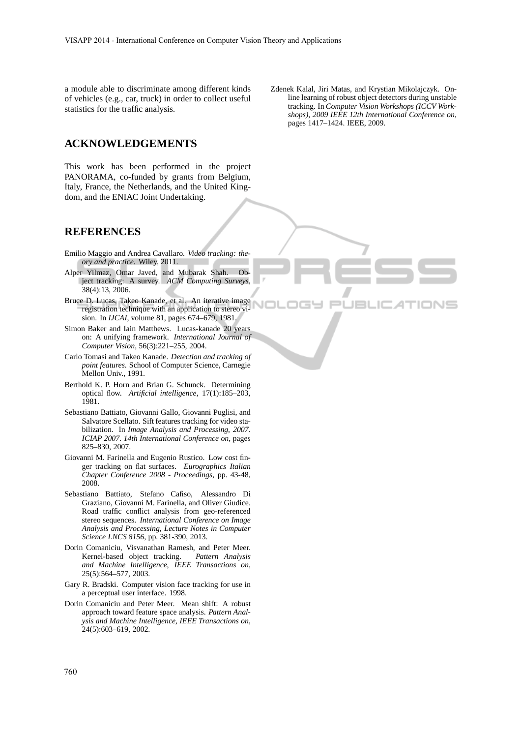a module able to discriminate among different kinds of vehicles (e.g., car, truck) in order to collect useful statistics for the traffic analysis.

## ACKNOWLEDGEMENTS

This work has been performed in the project PANORAMA, co-funded by grants from Belgium, Italy, France, the Netherlands, and the United Kingdom, and the ENIAC Joint Undertaking.

## REFERENCES

Emilio Maggio and Andrea Cavallaro. *Video tracking: theory and practice*. Wiley, 2011.

Alper Yilmaz, Omar Javed, and Mubarak Shah. Object tracking: A survey. *ACM Computing Surveys*, 38(4):13, 2006.

Bruce D. Lucas, Takeo Kanade, et al. An iterative image registration technique with an application to stereo vision. In *IJCAI*, volume 81, pages 674–679, 1981.

Simon Baker and Iain Matthews. Lucas-kanade 20 years on: A unifying framework. *International Journal of Computer Vision*, 56(3):221–255, 2004.

Carlo Tomasi and Takeo Kanade. *Detection and tracking of point features*. School of Computer Science, Carnegie Mellon Univ., 1991.

Berthold K. P. Horn and Brian G. Schunck. Determining optical flow. *Artificial intelligence*, 17(1):185–203, 1981.

Sebastiano Battiato, Giovanni Gallo, Giovanni Puglisi, and Salvatore Scellato. Sift features tracking for video stabilization. In *Image Analysis and Processing, 2007. ICIAP 2007. 14th International Conference on*, pages 825–830, 2007.

Giovanni M. Farinella and Eugenio Rustico. Low cost finger tracking on flat surfaces. *Eurographics Italian Chapter Conference 2008 - Proceedings*, pp. 43-48, 2008.

Sebastiano Battiato, Stefano Cafiso, Alessandro Di Graziano, Giovanni M. Farinella, and Oliver Giudice. Road traffic conflict analysis from geo-referenced stereo sequences. *International Conference on Image Analysis and Processing, Lecture Notes in Computer Science LNCS 8156*, pp. 381-390, 2013.

Dorin Comaniciu, Visvanathan Ramesh, and Peter Meer. Kernel-based object tracking. *Pattern Analysis and Machine Intelligence, IEEE Transactions on*, 25(5):564–577, 2003.

Gary R. Bradski. Computer vision face tracking for use in a perceptual user interface. 1998.

Dorin Comaniciu and Peter Meer. Mean shift: A robust approach toward feature space analysis. *Pattern Analysis and Machine Intelligence, IEEE Transactions on*, 24(5):603–619, 2002.

Zdenek Kalal, Jiri Matas, and Krystian Mikolajczyk. Online learning of robust object detectors during unstable tracking. In *Computer Vision Workshops (ICCV Workshops), 2009 IEEE 12th International Conference on*, pages 1417–1424. IEEE, 2009.